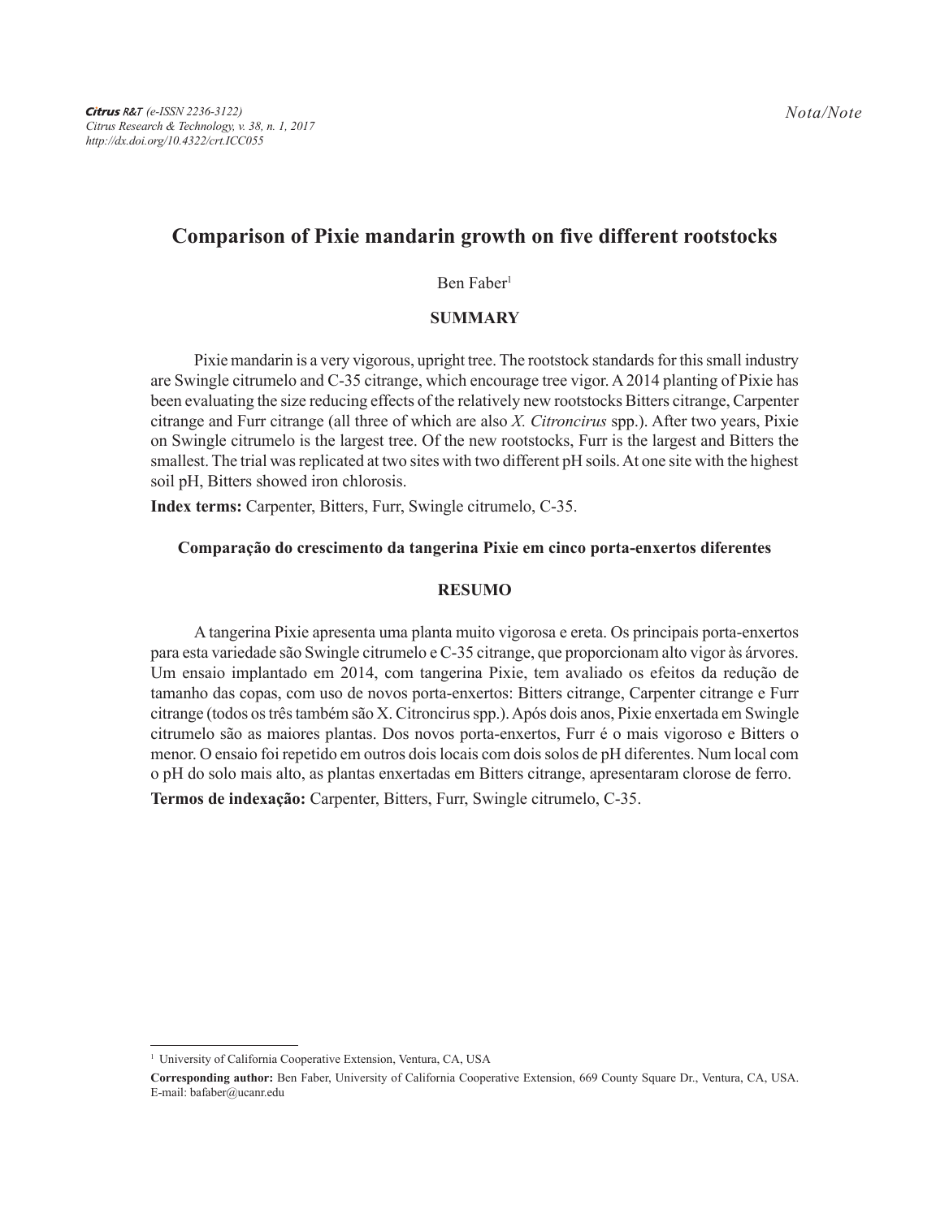Nota/Note

# Comparison of Pixie mandarin growth on five different rootstocks

Ben Faber[1]

## SUMMARY

Pixie mandarin is a very vigorous, upright tree. The rootstock standards for this small industry are Swingle citrumelo and C-35 citrange, which encourage tree vigor. A 2014 planting of Pixie has been evaluating the size reducing effects of the relatively new rootstocks Bitters citrange, Carpenter citrange and Furr citrange (all three of which are also *X. Citroncirus* spp.). After two years, Pixie on Swingle citrumelo is the largest tree. Of the new rootstocks, Furr is the largest and Bitters the smallest. The trial was replicated at two sites with two different pH soils. At one site with the highest soil pH, Bitters showed iron chlorosis.

**Index terms:** Carpenter, Bitters, Furr, Swingle citrumelo, C-35.

### Comparação do crescimento da tangerina Pixie em cinco porta-enxertos diferentes

## RESUMO

A tangerina Pixie apresenta uma planta muito vigorosa e ereta. Os principais porta-enxertos para esta variedade são Swingle citrumelo e C-35 citrange, que proporcionam alto vigor às árvores. Um ensaio implantado em 2014, com tangerina Pixie, tem avaliado os efeitos da redução de tamanho das copas, com uso de novos porta-enxertos: Bitters citrange, Carpenter citrange e Furr citrange (todos os três também são X. Citroncirus spp.). Após dois anos, Pixie enxertada em Swingle citrumelo são as maiores plantas. Dos novos porta-enxertos, Furr é o mais vigoroso e Bitters o menor. O ensaio foi repetido em outros dois locais com dois solos de pH diferentes. Num local com o pH do solo mais alto, as plantas enxertadas em Bitters citrange, apresentaram clorose de ferro.

**Termos de indexação:** Carpenter, Bitters, Furr, Swingle citrumelo, C-35.

---

[1] University of California Cooperative Extension, Ventura, CA, USA

**Corresponding author:** Ben Faber, University of California Cooperative Extension, 669 County Square Dr., Ventura, CA, USA. E-mail: bafaber@ucanr.edu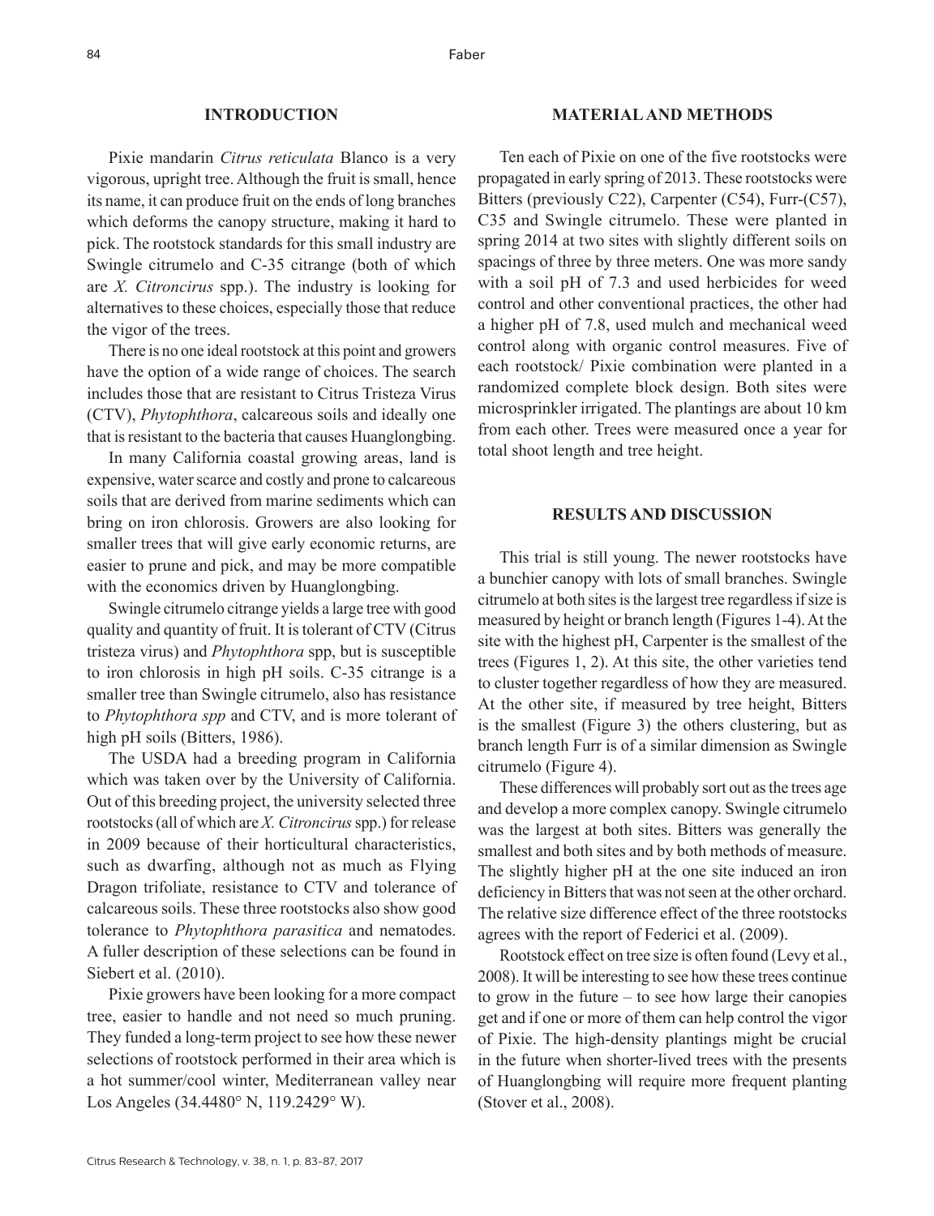## INTRODUCTION

Pixie mandarin *Citrus reticulata* Blanco is a very vigorous, upright tree. Although the fruit is small, hence its name, it can produce fruit on the ends of long branches which deforms the canopy structure, making it hard to pick. The rootstock standards for this small industry are Swingle citrumelo and C-35 citrange (both of which are *X. Citroncirus* spp.). The industry is looking for alternatives to these choices, especially those that reduce the vigor of the trees.

There is no one ideal rootstock at this point and growers have the option of a wide range of choices. The search includes those that are resistant to Citrus Tristeza Virus (CTV), *Phytophthora*, calcareous soils and ideally one that is resistant to the bacteria that causes Huanglongbing.

In many California coastal growing areas, land is expensive, water scarce and costly and prone to calcareous soils that are derived from marine sediments which can bring on iron chlorosis. Growers are also looking for smaller trees that will give early economic returns, are easier to prune and pick, and may be more compatible with the economics driven by Huanglongbing.

Swingle citrumelo citrange yields a large tree with good quality and quantity of fruit. It is tolerant of CTV (Citrus tristeza virus) and *Phytophthora* spp, but is susceptible to iron chlorosis in high pH soils. C-35 citrange is a smaller tree than Swingle citrumelo, also has resistance to *Phytophthora spp* and CTV, and is more tolerant of high pH soils (Bitters, 1986).

The USDA had a breeding program in California which was taken over by the University of California. Out of this breeding project, the university selected three rootstocks (all of which are *X. Citroncirus* spp.) for release in 2009 because of their horticultural characteristics, such as dwarfing, although not as much as Flying Dragon trifoliate, resistance to CTV and tolerance of calcareous soils. These three rootstocks also show good tolerance to *Phytophthora parasitica* and nematodes. A fuller description of these selections can be found in Siebert et al. (2010).

Pixie growers have been looking for a more compact tree, easier to handle and not need so much pruning. They funded a long-term project to see how these newer selections of rootstock performed in their area which is a hot summer/cool winter, Mediterranean valley near Los Angeles (34.4480° N, 119.2429° W).

## MATERIAL AND METHODS

Ten each of Pixie on one of the five rootstocks were propagated in early spring of 2013. These rootstocks were Bitters (previously C22), Carpenter (C54), Furr-(C57), C35 and Swingle citrumelo. These were planted in spring 2014 at two sites with slightly different soils on spacings of three by three meters. One was more sandy with a soil pH of 7.3 and used herbicides for weed control and other conventional practices, the other had a higher pH of 7.8, used mulch and mechanical weed control along with organic control measures. Five of each rootstock/ Pixie combination were planted in a randomized complete block design. Both sites were microsprinkler irrigated. The plantings are about 10 km from each other. Trees were measured once a year for total shoot length and tree height.

## RESULTS AND DISCUSSION

This trial is still young. The newer rootstocks have a bunchier canopy with lots of small branches. Swingle citrumelo at both sites is the largest tree regardless if size is measured by height or branch length (Figures 1-4). At the site with the highest pH, Carpenter is the smallest of the trees (Figures 1, 2). At this site, the other varieties tend to cluster together regardless of how they are measured. At the other site, if measured by tree height, Bitters is the smallest (Figure 3) the others clustering, but as branch length Furr is of a similar dimension as Swingle citrumelo (Figure 4).

These differences will probably sort out as the trees age and develop a more complex canopy. Swingle citrumelo was the largest at both sites. Bitters was generally the smallest and both sites and by both methods of measure. The slightly higher pH at the one site induced an iron deficiency in Bitters that was not seen at the other orchard. The relative size difference effect of the three rootstocks agrees with the report of Federici et al. (2009).

Rootstock effect on tree size is often found (Levy et al., 2008). It will be interesting to see how these trees continue to grow in the future – to see how large their canopies get and if one or more of them can help control the vigor of Pixie. The high-density plantings might be crucial in the future when shorter-lived trees with the presents of Huanglongbing will require more frequent planting (Stover et al., 2008).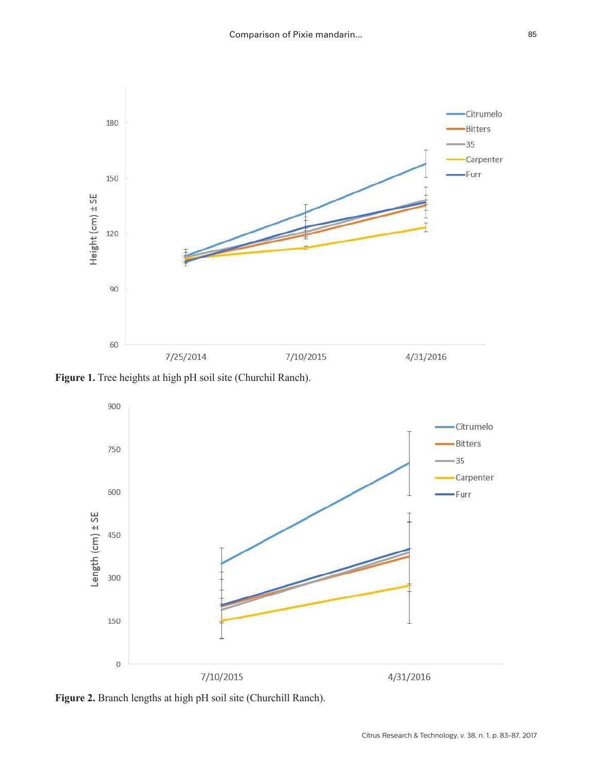**Figure 1.** Tree heights at high pH soil site (Churchil Ranch).

**Figure 2.** Branch lengths at high pH soil site (Churchill Ranch).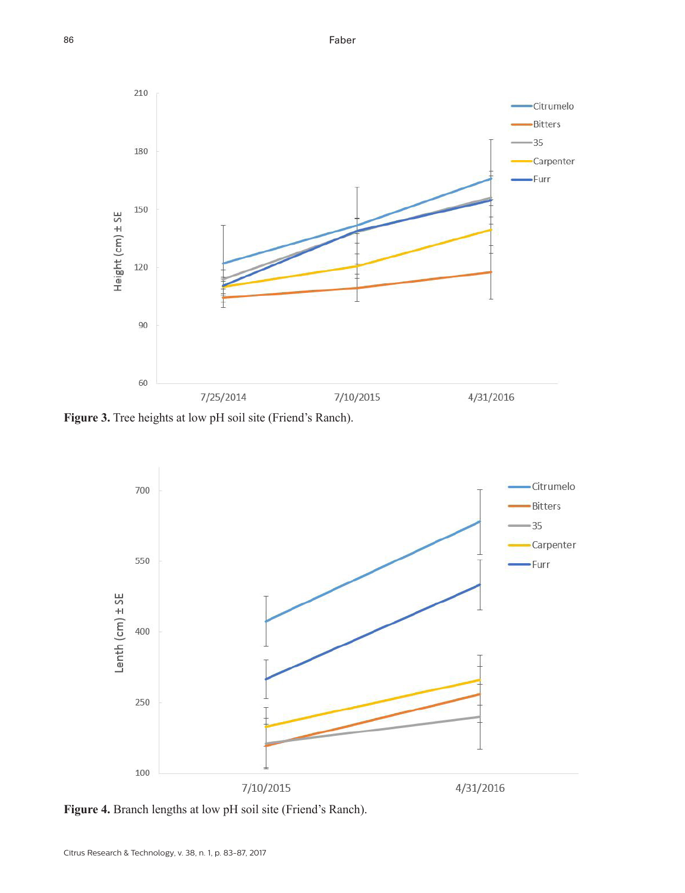Figure 3. Tree heights at low pH soil site (Friend's Ranch).

Figure 4. Branch lengths at low pH soil site (Friend's Ranch).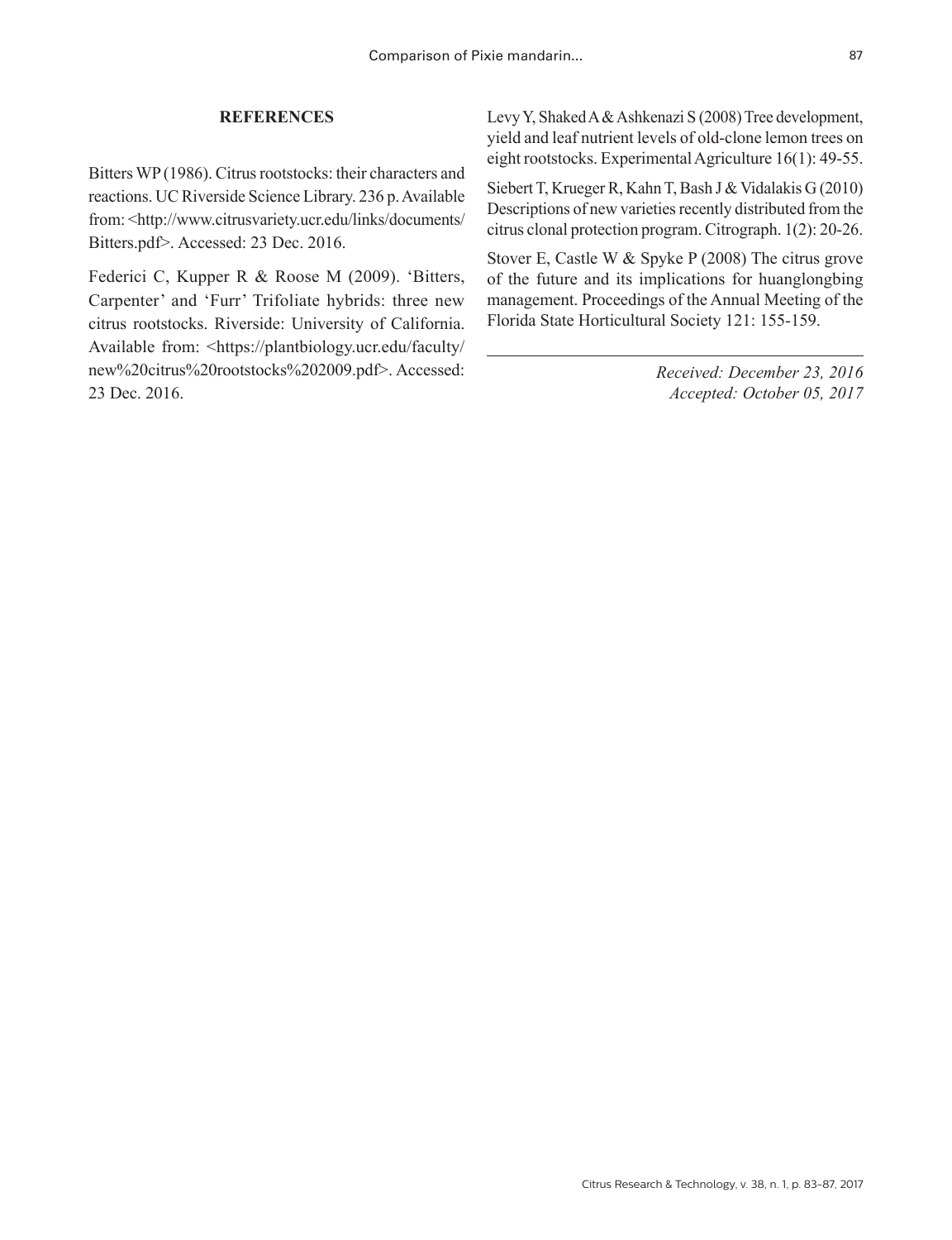## REFERENCES

Bitters WP (1986). Citrus rootstocks: their characters and reactions. UC Riverside Science Library. 236 p. Available from: <http://www.citrusvariety.ucr.edu/links/documents/Bitters.pdf>. Accessed: 23 Dec. 2016.

Federici C, Kupper R & Roose M (2009). 'Bitters, Carpenter' and 'Furr' Trifoliate hybrids: three new citrus rootstocks. Riverside: University of California. Available from: <https://plantbiology.ucr.edu/faculty/new%20citrus%20rootstocks%202009.pdf>. Accessed: 23 Dec. 2016.

Levy Y, Shaked A & Ashkenazi S (2008) Tree development, yield and leaf nutrient levels of old-clone lemon trees on eight rootstocks. Experimental Agriculture 16(1): 49-55.

Siebert T, Krueger R, Kahn T, Bash J & Vidalakis G (2010) Descriptions of new varieties recently distributed from the citrus clonal protection program. Citrograph. 1(2): 20-26.

Stover E, Castle W & Spyke P (2008) The citrus grove of the future and its implications for huanglongbing management. Proceedings of the Annual Meeting of the Florida State Horticultural Society 121: 155-159.

---

*Received: December 23, 2016*
*Accepted: October 05, 2017*